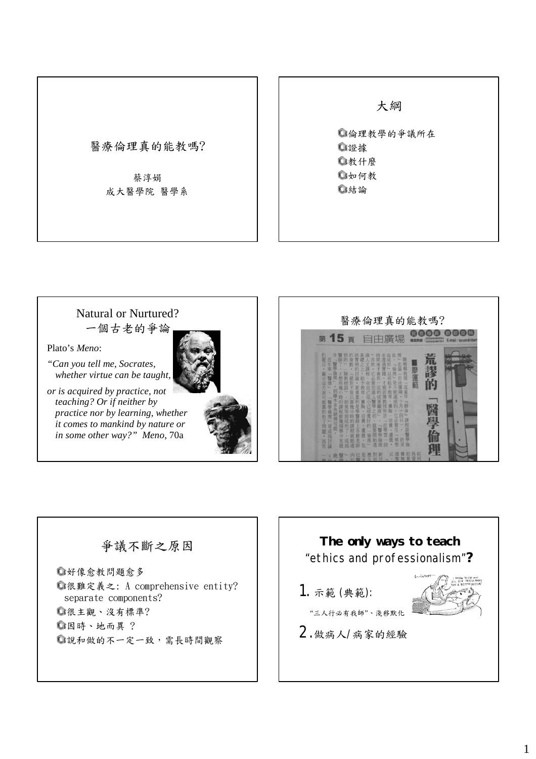# 醫療倫理真的能教嗎?

蔡淳娟
成大醫學院 醫學系

## 大綱

- 倫理教學的爭議所在
- 證據
- 教什麼
- 如何教
- 結論

## Natural or Nurtured? 一個古老的爭論

Plato's *Meno*:

*"Can you tell me, Socrates, whether virtue can be taught, or is acquired by practice, not teaching? Or if neither by practice nor by learning, whether it comes to mankind by nature or in some other way?" Meno*, 70a

## 醫療倫理真的能教嗎?

第 15 頁 自由廣場

荒謬的「醫學倫理」

■廖運範

## 爭議不斷之原因

- 好像愈教問題愈多
- 很難定義之: A comprehensive entity? separate components?
- 很主觀、沒有標準?
- 因時、地而異 ?
- 說和做的不一定一致，需長時間觀察

## The only ways to teach "ethics and professionalism"?

1. 示範 (典範):

   "三人行必有我師"、淺移默化

2. 做病人/病家的經驗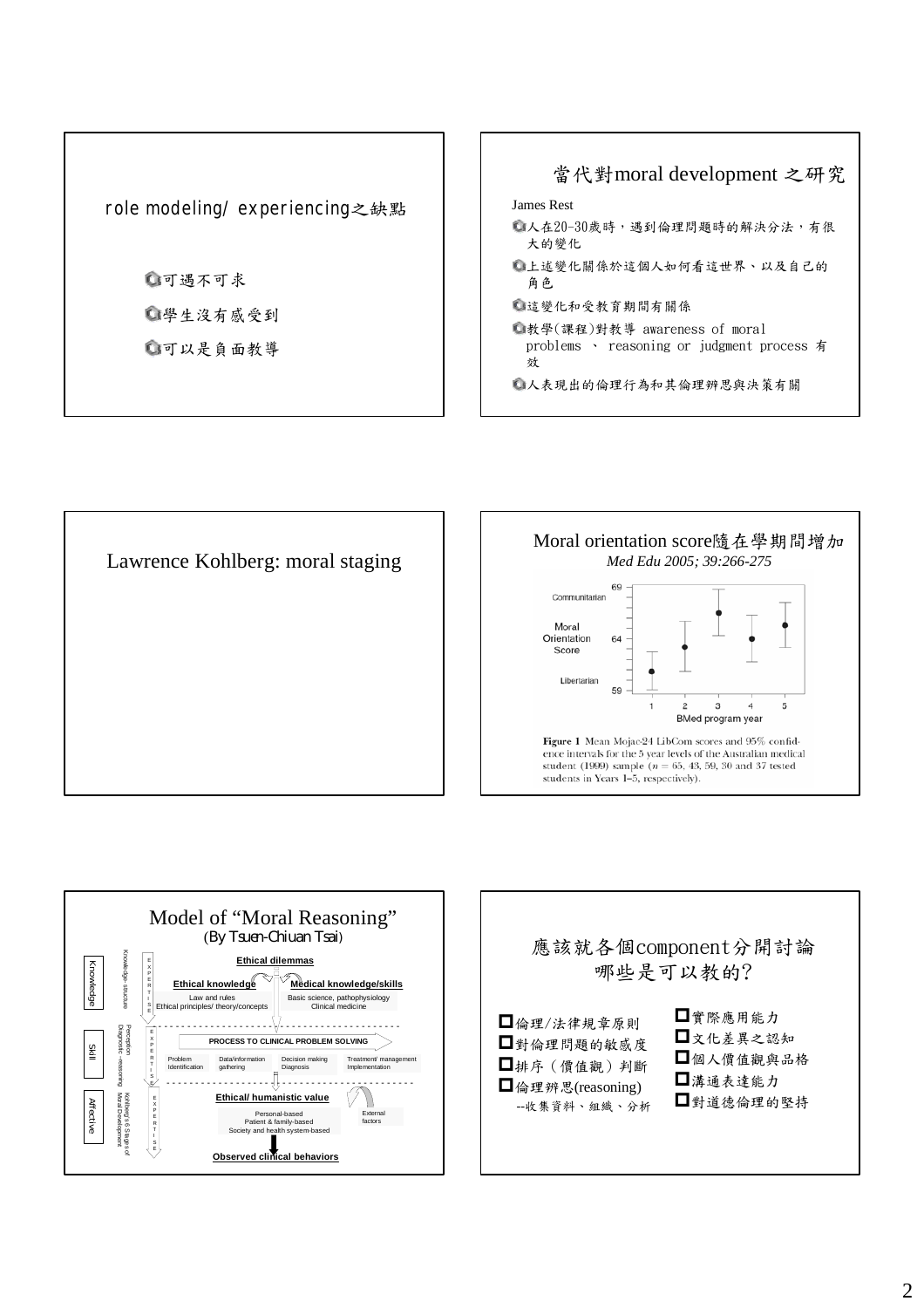## role modeling/ experiencing之缺點

- 可遇不可求
- 學生沒有感受到
- 可以是負面教導

## 當代對moral development 之研究

James Rest

- 人在20-30歲時，遇到倫理問題時的解決分法，有很大的變化
- 上述變化關係於這個人如何看這世界、以及自己的角色
- 這變化和受教育期間有關係
- 教學(課程)對教導 awareness of moral problems 、 reasoning or judgment process 有效
- 人表現出的倫理行為和其倫理辨思與決策有關

## Lawrence Kohlberg: moral staging

## Moral orientation score隨在學期間增加

*Med Edu 2005; 39:266-275*

Moral Orientation Score (Communitarian – Libertarian), 59–69, by BMed program year 1–5.

**Figure 1** Mean Mojac-24 LibCom scores and 95% confidence intervals for the 5 year levels of the Australian medical student (1999) sample ($n = 65, 43, 59, 30$ and 37 tested students in Years 1–5, respectively).

## Model of "Moral Reasoning"

(By Tsuen-Chiuan Tsai)

- Knowledge (Knowledge-structure; EXPERTISE)
  - **Ethical dilemmas**
  - **Ethical knowledge**: Law and rules; Ethical principles/ theory/concepts
  - **Medical knowledge/skills**: Basic science, pathophysiology; Clinical medicine
- Skill (Perception; Diagnostic-reasoning; EXPERTISE)
  - **PROCESS TO CLINICAL PROBLEM SOLVING**: Problem Identification → Data/information gathering → Decision making Diagnosis → Treatment/ management Implementation
- Affective (Kohlberg's 6 Stages of Moral Development; EXPERTISE)
  - **Ethical/ humanistic value**: Personal-based; Patient & family-based; Society and health system-based
  - External factors
  - **Observed clinical behaviors**

## 應該就各個component分開討論哪些是可以教的?

- 倫理/法律規章原則
- 對倫理問題的敏感度
- 排序（價值觀）判斷
- 倫理辨思(reasoning)
  --收集資料、組織、分析
- 實際應用能力
- 文化差異之認知
- 個人價值觀與品格
- 溝通表達能力
- 對道德倫理的堅持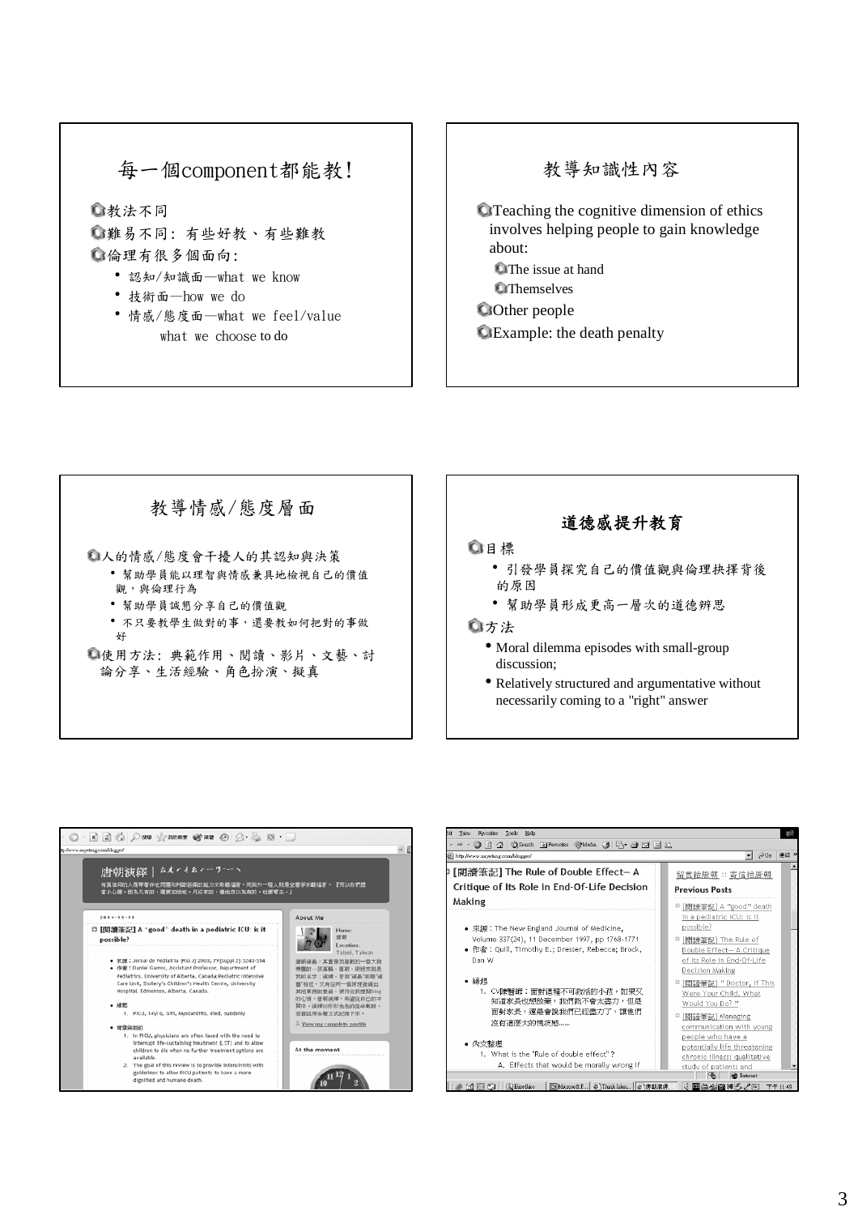## 每一個component都能教!

- 教法不同
- 難易不同: 有些好教、有些難教
- 倫理有很多個面向:
  - 認知/知識面—what we know
  - 技術面—how we do
  - 情感/態度面—what we feel/value what we choose to do

## 教導知識性內容

- Teaching the cognitive dimension of ethics involves helping people to gain knowledge about:
  - The issue at hand
  - Themselves
- Other people
- Example: the death penalty

## 教導情感/態度層面

- 人的情感/態度會干擾人的其認知與決策
  - 幫助學員能以理智與情感兼具地檢視自己的價值觀，與倫理行為
  - 幫助學員誠懇分享自己的價值觀
  - 不只要教學生做對的事，還要教如何把對的事做好
- 使用方法: 典範作用、閱讀、影片、文藝、討論分享、生活經驗、角色扮演、擬真

## **道德感提升教育**

- 目標
  - 引發學員探究自己的價值觀與倫理抉擇背後的原因
  - 幫助學員形成更高一層次的道德辨思
- 方法
  - Moral dilemma episodes with small-group discussion;
  - Relatively structured and argumentative without necessarily coming to a "right" answer

唐朝演繹

[閱讀筆記] A "good" death in a pediatric ICU: is it possible?

[閱讀筆記] The Rule of Double Effect-- A Critique of Its Role in End-Of-Life Decision Making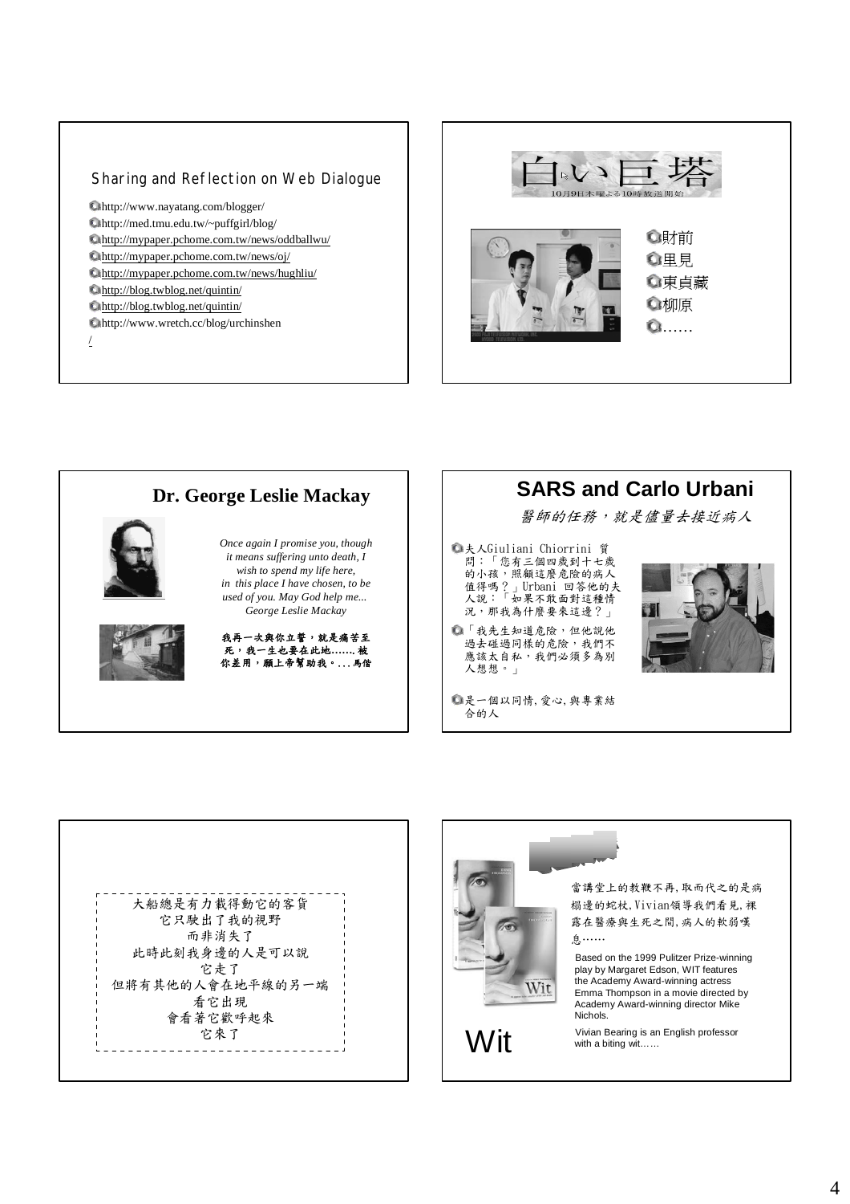## Sharing and Reflection on Web Dialogue

- http://www.nayatang.com/blogger/
- http://med.tmu.edu.tw/~puffgirl/blog/
- http://mypaper.pchome.com.tw/news/oddballwu/
- http://mypaper.pchome.com.tw/news/oj/
- http://mypaper.pchome.com.tw/news/hughliu/
- http://blog.twblog.net/quintin/
- http://blog.twblog.net/quintin/
- http://www.wretch.cc/blog/urchinshen/

---

## 白い巨塔

10月9日木曜よる10時放送開始

- 財前
- 里見
- 東貞藏
- 柳原
- ……

---

## Dr. George Leslie Mackay

*Once again I promise you, though it means suffering unto death, I wish to spend my life here, in this place I have chosen, to be used of you. May God help me... George Leslie Mackay*

**我再一次與你立誓，就是痛苦至死，我一生也要在此地……. 被你差用，願上帝幫助我。. . . 馬偕**

---

## SARS and Carlo Urbani

*醫師的任務，就是儘量去接近病人*

- 夫人Giuliani Chiorrini 質問：「您有三個四歲到十七歲的小孩，照顧這麼危險的病人值得嗎？」Urbani 回答他的夫人說：「如果不敢面對這種情況，那我為什麼要來這邊？」
- 「我先生知道危險，但他說他過去碰過同樣的危險，我們不應該太自私，我們必須多為別人想想。」
- 是一個以同情, 愛心, 與專業結合的人

---

大船總是有力載得動它的客貨
它只駛出了我的視野
而非消失了
此時此刻我身邊的人是可以說
它走了
但將有其他的人會在地平線的另一端
看它出現
會看著它歡呼起來
它來了

---

當講堂上的教鞭不再, 取而代之的是病榻邊的蛇杖, Vivian領導我們看見, 裸露在醫療與生死之間, 病人的軟弱嘆息……

Based on the 1999 Pulitzer Prize-winning play by Margaret Edson, WIT features the Academy Award-winning actress Emma Thompson in a movie directed by Academy Award-winning director Mike Nichols.

Vivian Bearing is an English professor with a biting wit……

Wit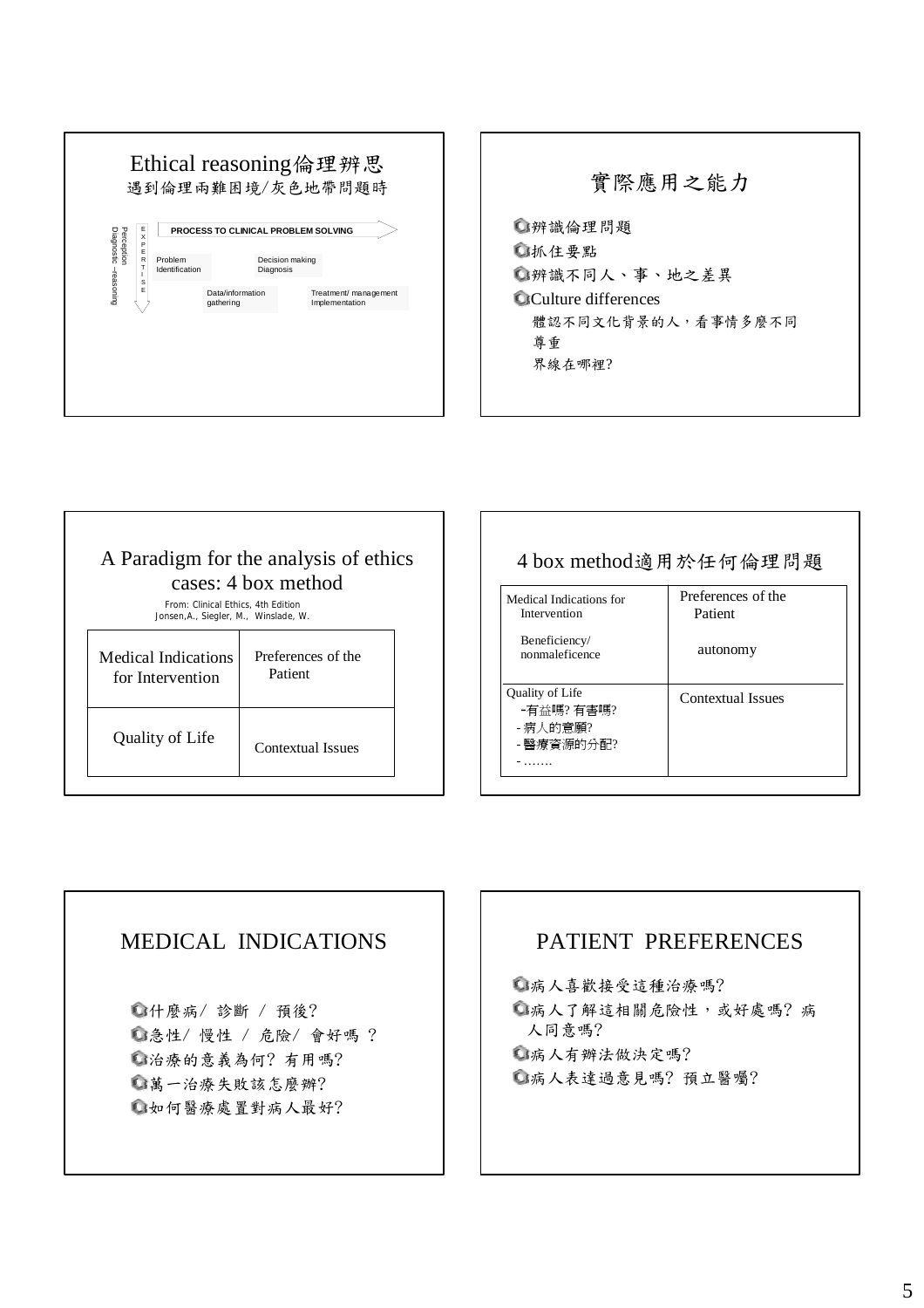## Ethical reasoning倫理辨思

遇到倫理兩難困境/灰色地帶問題時

Perception
Diagnostic –reasoning

EXPERTISE

**PROCESS TO CLINICAL PROBLEM SOLVING**

Problem Identification

Data/information gathering

Decision making Diagnosis

Treatment/ management Implementation

## 實際應用之能力

- 辨識倫理問題
- 抓住要點
- 辨識不同人、事、地之差異
- Culture differences
  - 體認不同文化背景的人，看事情多麼不同
  - 尊重
  - 界線在哪裡?

## A Paradigm for the analysis of ethics cases: 4 box method

From: Clinical Ethics, 4th Edition
Jonsen,A., Siegler, M., Winslade, W.

| Medical Indications for Intervention | Preferences of the Patient |
| --- | --- |
| Quality of Life | Contextual Issues |

## 4 box method適用於任何倫理問題

| Medical Indications for Intervention<br><br>Beneficiency/ nonmaleficence | Preferences of the Patient<br><br>autonomy |
| --- | --- |
| Quality of Life<br>-有益嗎? 有害嗎?<br>- 病人的意願?<br>- 醫療資源的分配?<br>- ……. | Contextual Issues |

## MEDICAL INDICATIONS

- 什麼病/ 診斷 / 預後?
- 急性/ 慢性 / 危險/ 會好嗎 ?
- 治療的意義為何? 有用嗎?
- 萬一治療失敗該怎麼辦?
- 如何醫療處置對病人最好?

## PATIENT PREFERENCES

- 病人喜歡接受這種治療嗎?
- 病人了解這相關危險性，或好處嗎? 病人同意嗎?
- 病人有辦法做決定嗎?
- 病人表達過意見嗎? 預立醫囑?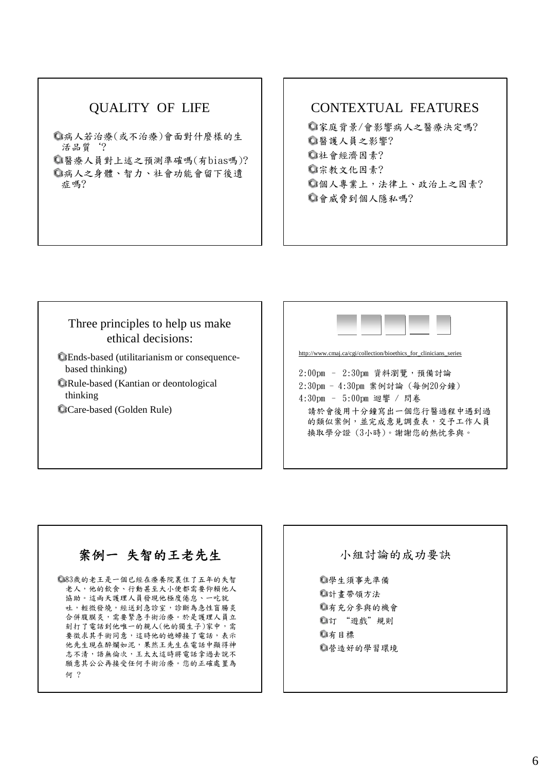## QUALITY OF LIFE

- 病人若治療(或不治療)會面對什麼樣的生活品質‘?
- 醫療人員對上述之預測準確嗎(有bias嗎)?
- 病人之身體、智力、社會功能會留下後遺症嗎?

## CONTEXTUAL FEATURES

- 家庭背景/會影響病人之醫療決定嗎?
- 醫護人員之影響?
- 社會經濟因素?
- 宗教文化因素?
- 個人專業上，法律上、政治上之因素?
- 會威脅到個人隱私嗎?

## Three principles to help us make ethical decisions:

- Ends-based (utilitarianism or consequence-based thinking)
- Rule-based (Kantian or deontological thinking
- Care-based (Golden Rule)

http://www.cmaj.ca/cgi/collection/bioethics_for_clinicians_series

2:00pm – 2:30pm 資料瀏覽，預備討論

2:30pm – 4:30pm 案例討論 (每例20分鐘)

4:30pm – 5:00pm 迴響 / 問卷

請於會後用十分鐘寫出一個您行醫過程中遇到過的類似案例，並完成意見調查表，交予工作人員換取學分證 (3小時)。謝謝您的熱忱參與。

## 案例一 失智的王老先生

- 83歲的老王是一個已經在療養院裏住了五年的失智老人，他的飲食、行動甚至大小便都需要仰賴他人協助。這兩天護理人員發現他極度倦怠、一吃就吐，輕微發燒，經送到急診室，診斷為急性盲腸炎合併腹膜炎，需要緊急手術治療。於是護理人員立刻打了電話到他唯一的親人(他的獨生子)家中，需要徵求其手術同意，這時他的媳婦接了電話，表示他先生現在醉爛如泥，果然王先生在電話中顯得神志不清，語無倫次，王太太這時將電話拿過去說不願意其公公再接受任何手術治療。您的正確處置為何 ?

## 小組討論的成功要訣

- 學生須事先準備
- 計畫帶領方法
- 有充分參與的機會
- 訂 “遊戲”規則
- 有目標
- 營造好的學習環境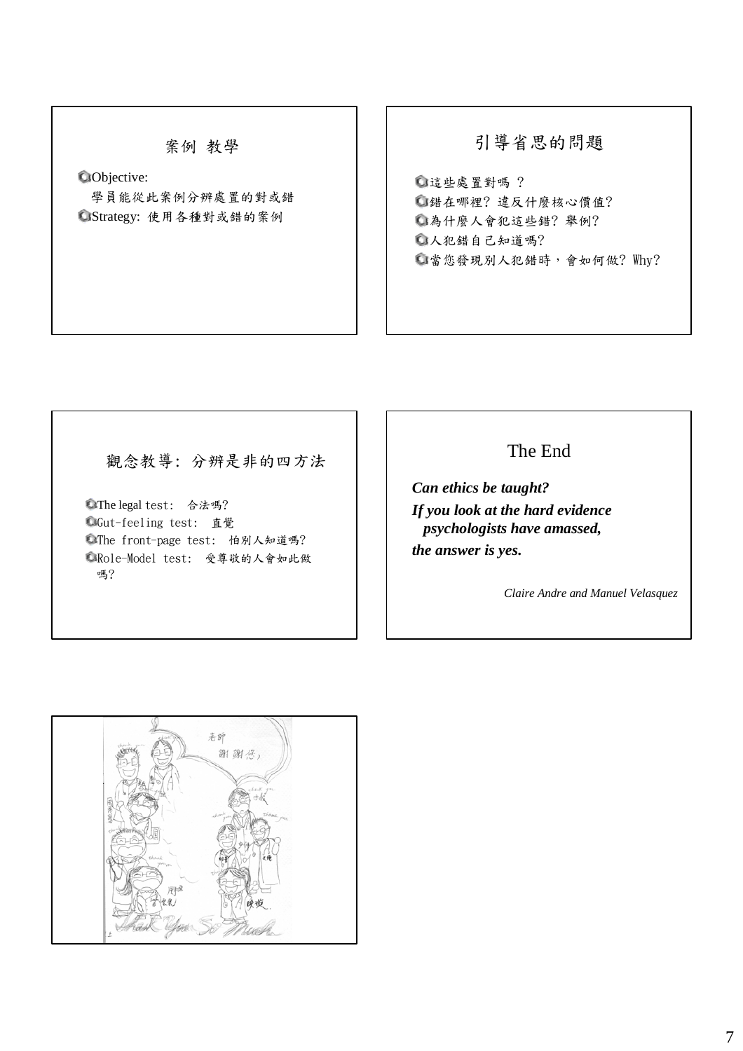## 案例 教學

- Objective:
  學員能從此案例分辨處置的對或錯
- Strategy: 使用各種對或錯的案例

## 引導省思的問題

- 這些處置對嗎 ?
- 錯在哪裡? 違反什麼核心價值?
- 為什麼人會犯這些錯? 舉例?
- 人犯錯自己知道嗎?
- 當您發現別人犯錯時，會如何做? Why?

## 觀念教導: 分辨是非的四方法

- The legal test: 合法嗎?
- Gut-feeling test: 直覺
- The front-page test: 怕別人知道嗎?
- Role-Model test: 受尊敬的人會如此做嗎?

## The End

***Can ethics be taught?***
***If you look at the hard evidence psychologists have amassed,***
***the answer is yes.***

*Claire Andre and Manuel Velasquez*